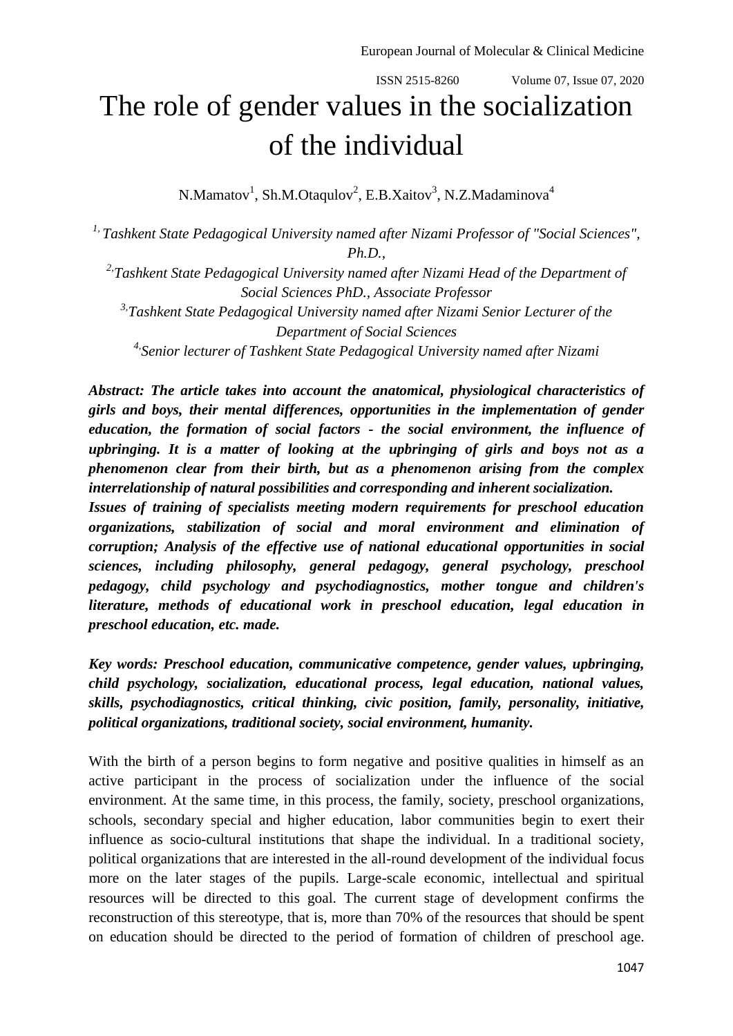# The role of gender values in the socialization of the individual

N.Mamatov[1], Sh.M.Otaqulov[2], E.B.Xaitov[3], N.Z.Madaminova[4]

*[1,] Tashkent State Pedagogical University named after Nizami Professor of "Social Sciences", Ph.D.,*

*[2,]Tashkent State Pedagogical University named after Nizami Head of the Department of Social Sciences PhD., Associate Professor*

*[3,]Tashkent State Pedagogical University named after Nizami Senior Lecturer of the Department of Social Sciences*

*[4,]Senior lecturer of Tashkent State Pedagogical University named after Nizami*

***Abstract: The article takes into account the anatomical, physiological characteristics of girls and boys, their mental differences, opportunities in the implementation of gender education, the formation of social factors - the social environment, the influence of upbringing. It is a matter of looking at the upbringing of girls and boys not as a phenomenon clear from their birth, but as a phenomenon arising from the complex interrelationship of natural possibilities and corresponding and inherent socialization.***

***Issues of training of specialists meeting modern requirements for preschool education organizations, stabilization of social and moral environment and elimination of corruption; Analysis of the effective use of national educational opportunities in social sciences, including philosophy, general pedagogy, general psychology, preschool pedagogy, child psychology and psychodiagnostics, mother tongue and children's literature, methods of educational work in preschool education, legal education in preschool education, etc. made.***

***Key words: Preschool education, communicative competence, gender values, upbringing, child psychology, socialization, educational process, legal education, national values, skills, psychodiagnostics, critical thinking, civic position, family, personality, initiative, political organizations, traditional society, social environment, humanity.***

With the birth of a person begins to form negative and positive qualities in himself as an active participant in the process of socialization under the influence of the social environment. At the same time, in this process, the family, society, preschool organizations, schools, secondary special and higher education, labor communities begin to exert their influence as socio-cultural institutions that shape the individual. In a traditional society, political organizations that are interested in the all-round development of the individual focus more on the later stages of the pupils. Large-scale economic, intellectual and spiritual resources will be directed to this goal. The current stage of development confirms the reconstruction of this stereotype, that is, more than 70% of the resources that should be spent on education should be directed to the period of formation of children of preschool age.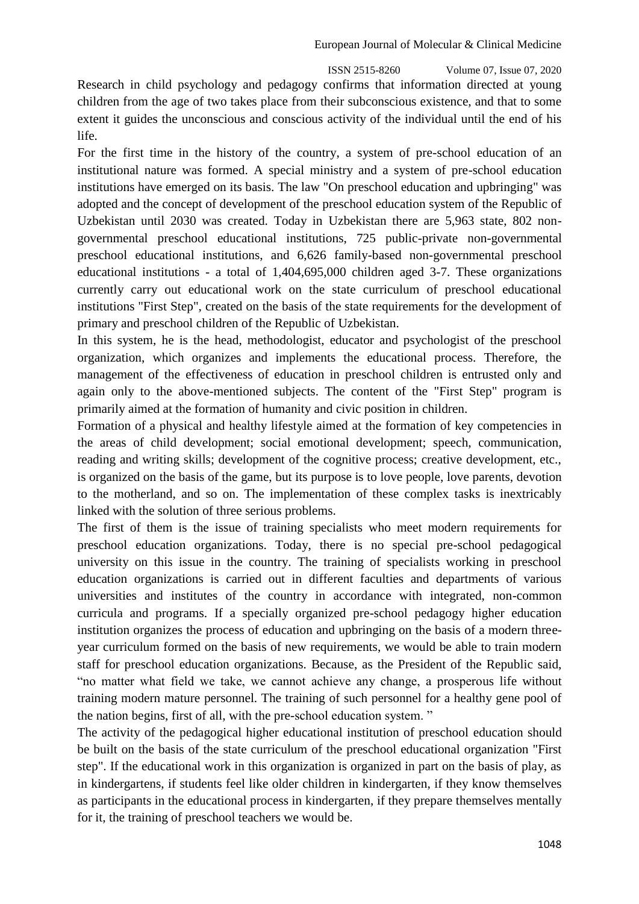Research in child psychology and pedagogy confirms that information directed at young children from the age of two takes place from their subconscious existence, and that to some extent it guides the unconscious and conscious activity of the individual until the end of his life.

For the first time in the history of the country, a system of pre-school education of an institutional nature was formed. A special ministry and a system of pre-school education institutions have emerged on its basis. The law "On preschool education and upbringing" was adopted and the concept of development of the preschool education system of the Republic of Uzbekistan until 2030 was created. Today in Uzbekistan there are 5,963 state, 802 non-governmental preschool educational institutions, 725 public-private non-governmental preschool educational institutions, and 6,626 family-based non-governmental preschool educational institutions - a total of 1,404,695,000 children aged 3-7. These organizations currently carry out educational work on the state curriculum of preschool educational institutions "First Step", created on the basis of the state requirements for the development of primary and preschool children of the Republic of Uzbekistan.

In this system, he is the head, methodologist, educator and psychologist of the preschool organization, which organizes and implements the educational process. Therefore, the management of the effectiveness of education in preschool children is entrusted only and again only to the above-mentioned subjects. The content of the "First Step" program is primarily aimed at the formation of humanity and civic position in children.

Formation of a physical and healthy lifestyle aimed at the formation of key competencies in the areas of child development; social emotional development; speech, communication, reading and writing skills; development of the cognitive process; creative development, etc., is organized on the basis of the game, but its purpose is to love people, love parents, devotion to the motherland, and so on. The implementation of these complex tasks is inextricably linked with the solution of three serious problems.

The first of them is the issue of training specialists who meet modern requirements for preschool education organizations. Today, there is no special pre-school pedagogical university on this issue in the country. The training of specialists working in preschool education organizations is carried out in different faculties and departments of various universities and institutes of the country in accordance with integrated, non-common curricula and programs. If a specially organized pre-school pedagogy higher education institution organizes the process of education and upbringing on the basis of a modern three-year curriculum formed on the basis of new requirements, we would be able to train modern staff for preschool education organizations. Because, as the President of the Republic said, "no matter what field we take, we cannot achieve any change, a prosperous life without training modern mature personnel. The training of such personnel for a healthy gene pool of the nation begins, first of all, with the pre-school education system. "

The activity of the pedagogical higher educational institution of preschool education should be built on the basis of the state curriculum of the preschool educational organization "First step". If the educational work in this organization is organized in part on the basis of play, as in kindergartens, if students feel like older children in kindergarten, if they know themselves as participants in the educational process in kindergarten, if they prepare themselves mentally for it, the training of preschool teachers we would be.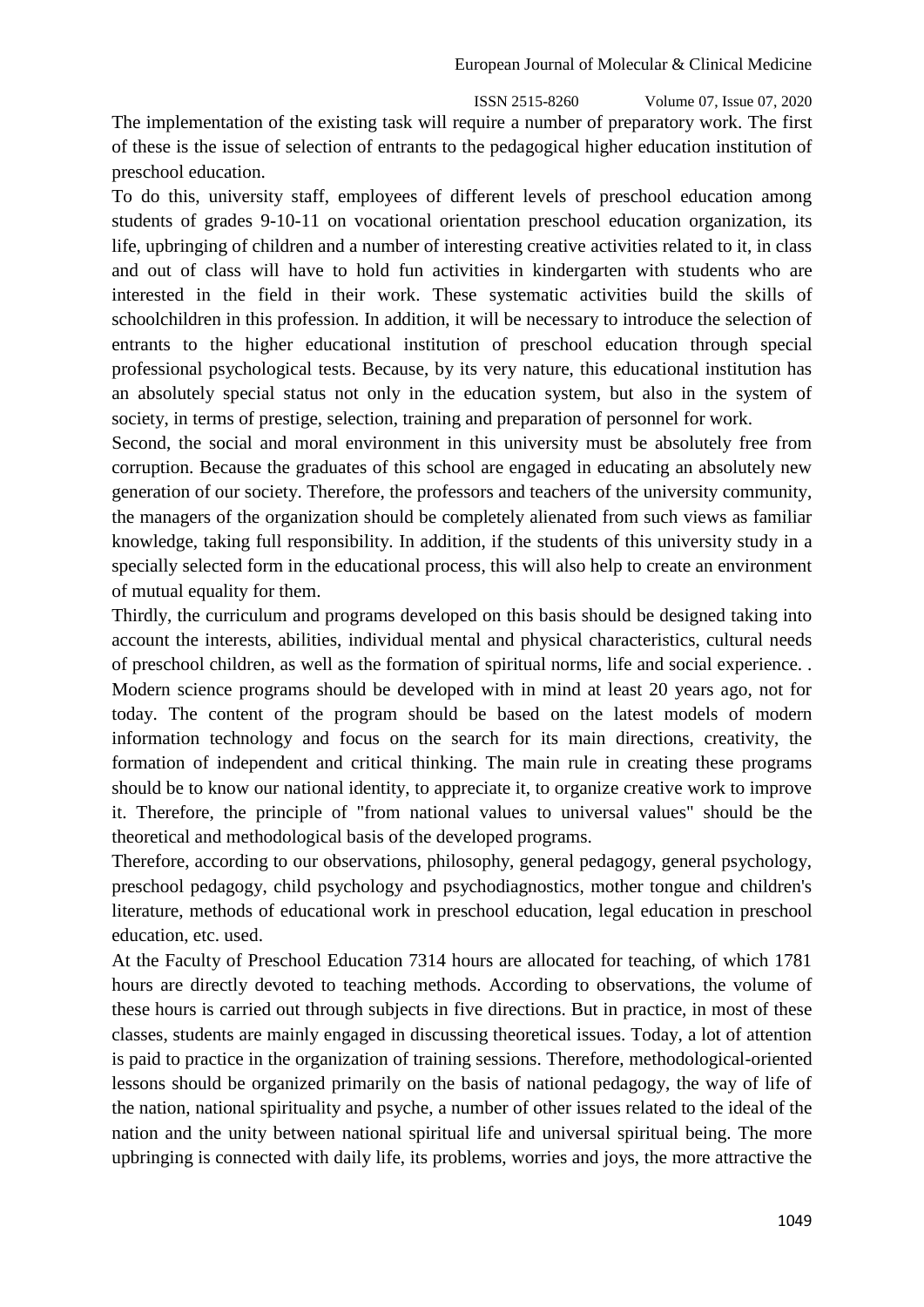The implementation of the existing task will require a number of preparatory work. The first of these is the issue of selection of entrants to the pedagogical higher education institution of preschool education.

To do this, university staff, employees of different levels of preschool education among students of grades 9-10-11 on vocational orientation preschool education organization, its life, upbringing of children and a number of interesting creative activities related to it, in class and out of class will have to hold fun activities in kindergarten with students who are interested in the field in their work. These systematic activities build the skills of schoolchildren in this profession. In addition, it will be necessary to introduce the selection of entrants to the higher educational institution of preschool education through special professional psychological tests. Because, by its very nature, this educational institution has an absolutely special status not only in the education system, but also in the system of society, in terms of prestige, selection, training and preparation of personnel for work.

Second, the social and moral environment in this university must be absolutely free from corruption. Because the graduates of this school are engaged in educating an absolutely new generation of our society. Therefore, the professors and teachers of the university community, the managers of the organization should be completely alienated from such views as familiar knowledge, taking full responsibility. In addition, if the students of this university study in a specially selected form in the educational process, this will also help to create an environment of mutual equality for them.

Thirdly, the curriculum and programs developed on this basis should be designed taking into account the interests, abilities, individual mental and physical characteristics, cultural needs of preschool children, as well as the formation of spiritual norms, life and social experience. . Modern science programs should be developed with in mind at least 20 years ago, not for today. The content of the program should be based on the latest models of modern information technology and focus on the search for its main directions, creativity, the formation of independent and critical thinking. The main rule in creating these programs should be to know our national identity, to appreciate it, to organize creative work to improve it. Therefore, the principle of "from national values to universal values" should be the theoretical and methodological basis of the developed programs.

Therefore, according to our observations, philosophy, general pedagogy, general psychology, preschool pedagogy, child psychology and psychodiagnostics, mother tongue and children's literature, methods of educational work in preschool education, legal education in preschool education, etc. used.

At the Faculty of Preschool Education 7314 hours are allocated for teaching, of which 1781 hours are directly devoted to teaching methods. According to observations, the volume of these hours is carried out through subjects in five directions. But in practice, in most of these classes, students are mainly engaged in discussing theoretical issues. Today, a lot of attention is paid to practice in the organization of training sessions. Therefore, methodological-oriented lessons should be organized primarily on the basis of national pedagogy, the way of life of the nation, national spirituality and psyche, a number of other issues related to the ideal of the nation and the unity between national spiritual life and universal spiritual being. The more upbringing is connected with daily life, its problems, worries and joys, the more attractive the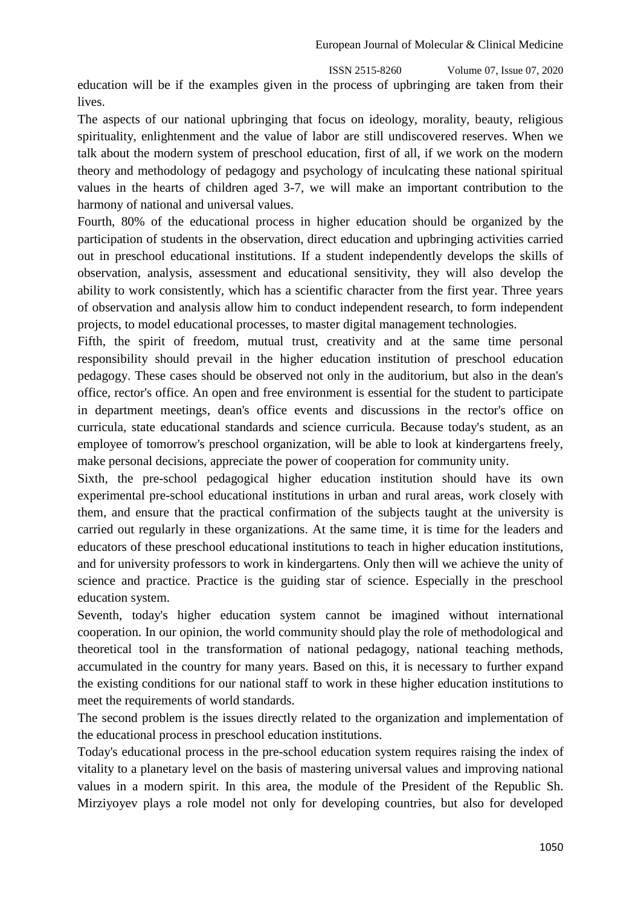education will be if the examples given in the process of upbringing are taken from their lives.

The aspects of our national upbringing that focus on ideology, morality, beauty, religious spirituality, enlightenment and the value of labor are still undiscovered reserves. When we talk about the modern system of preschool education, first of all, if we work on the modern theory and methodology of pedagogy and psychology of inculcating these national spiritual values in the hearts of children aged 3-7, we will make an important contribution to the harmony of national and universal values.

Fourth, 80% of the educational process in higher education should be organized by the participation of students in the observation, direct education and upbringing activities carried out in preschool educational institutions. If a student independently develops the skills of observation, analysis, assessment and educational sensitivity, they will also develop the ability to work consistently, which has a scientific character from the first year. Three years of observation and analysis allow him to conduct independent research, to form independent projects, to model educational processes, to master digital management technologies.

Fifth, the spirit of freedom, mutual trust, creativity and at the same time personal responsibility should prevail in the higher education institution of preschool education pedagogy. These cases should be observed not only in the auditorium, but also in the dean's office, rector's office. An open and free environment is essential for the student to participate in department meetings, dean's office events and discussions in the rector's office on curricula, state educational standards and science curricula. Because today's student, as an employee of tomorrow's preschool organization, will be able to look at kindergartens freely, make personal decisions, appreciate the power of cooperation for community unity.

Sixth, the pre-school pedagogical higher education institution should have its own experimental pre-school educational institutions in urban and rural areas, work closely with them, and ensure that the practical confirmation of the subjects taught at the university is carried out regularly in these organizations. At the same time, it is time for the leaders and educators of these preschool educational institutions to teach in higher education institutions, and for university professors to work in kindergartens. Only then will we achieve the unity of science and practice. Practice is the guiding star of science. Especially in the preschool education system.

Seventh, today's higher education system cannot be imagined without international cooperation. In our opinion, the world community should play the role of methodological and theoretical tool in the transformation of national pedagogy, national teaching methods, accumulated in the country for many years. Based on this, it is necessary to further expand the existing conditions for our national staff to work in these higher education institutions to meet the requirements of world standards.

The second problem is the issues directly related to the organization and implementation of the educational process in preschool education institutions.

Today's educational process in the pre-school education system requires raising the index of vitality to a planetary level on the basis of mastering universal values and improving national values in a modern spirit. In this area, the module of the President of the Republic Sh. Mirziyoyev plays a role model not only for developing countries, but also for developed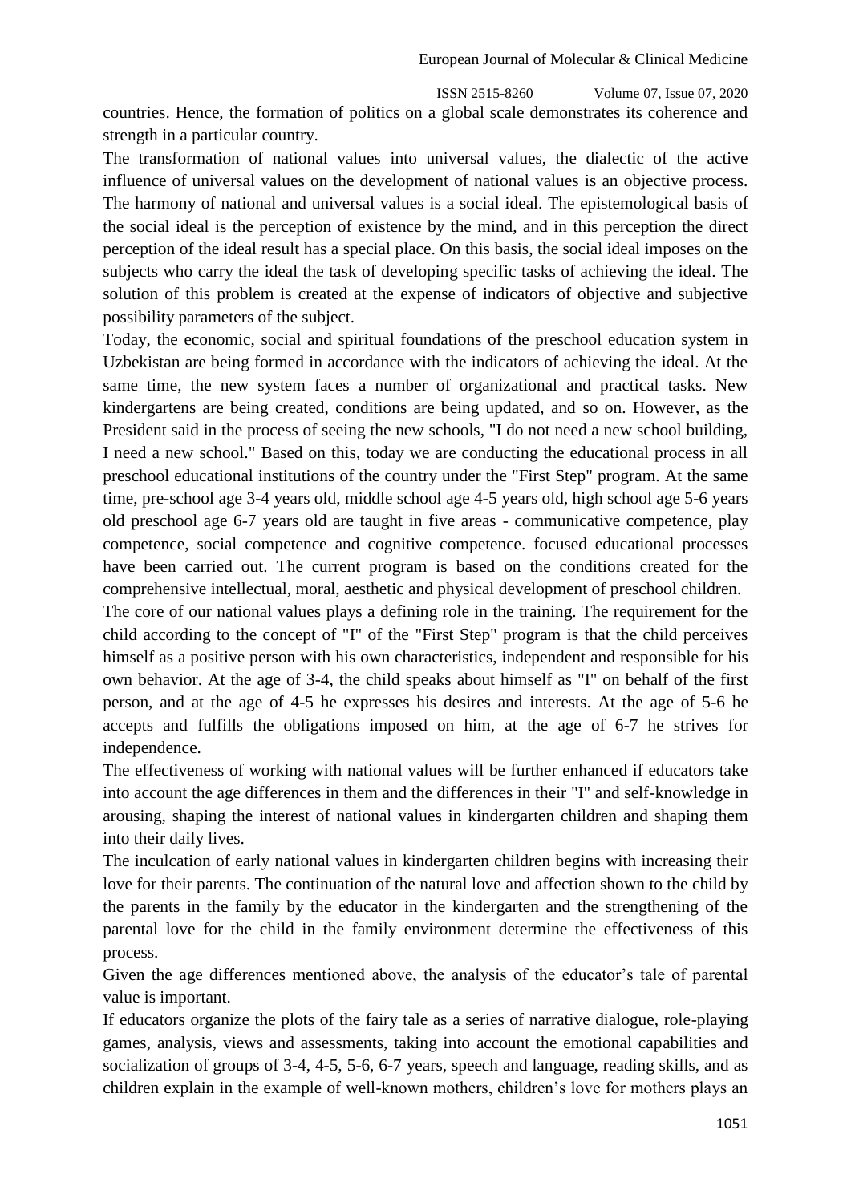countries. Hence, the formation of politics on a global scale demonstrates its coherence and strength in a particular country.

The transformation of national values into universal values, the dialectic of the active influence of universal values on the development of national values is an objective process. The harmony of national and universal values is a social ideal. The epistemological basis of the social ideal is the perception of existence by the mind, and in this perception the direct perception of the ideal result has a special place. On this basis, the social ideal imposes on the subjects who carry the ideal the task of developing specific tasks of achieving the ideal. The solution of this problem is created at the expense of indicators of objective and subjective possibility parameters of the subject.

Today, the economic, social and spiritual foundations of the preschool education system in Uzbekistan are being formed in accordance with the indicators of achieving the ideal. At the same time, the new system faces a number of organizational and practical tasks. New kindergartens are being created, conditions are being updated, and so on. However, as the President said in the process of seeing the new schools, "I do not need a new school building, I need a new school." Based on this, today we are conducting the educational process in all preschool educational institutions of the country under the "First Step" program. At the same time, pre-school age 3-4 years old, middle school age 4-5 years old, high school age 5-6 years old preschool age 6-7 years old are taught in five areas - communicative competence, play competence, social competence and cognitive competence. focused educational processes have been carried out. The current program is based on the conditions created for the comprehensive intellectual, moral, aesthetic and physical development of preschool children.

The core of our national values plays a defining role in the training. The requirement for the child according to the concept of "I" of the "First Step" program is that the child perceives himself as a positive person with his own characteristics, independent and responsible for his own behavior. At the age of 3-4, the child speaks about himself as "I" on behalf of the first person, and at the age of 4-5 he expresses his desires and interests. At the age of 5-6 he accepts and fulfills the obligations imposed on him, at the age of 6-7 he strives for independence.

The effectiveness of working with national values will be further enhanced if educators take into account the age differences in them and the differences in their "I" and self-knowledge in arousing, shaping the interest of national values in kindergarten children and shaping them into their daily lives.

The inculcation of early national values in kindergarten children begins with increasing their love for their parents. The continuation of the natural love and affection shown to the child by the parents in the family by the educator in the kindergarten and the strengthening of the parental love for the child in the family environment determine the effectiveness of this process.

Given the age differences mentioned above, the analysis of the educator's tale of parental value is important.

If educators organize the plots of the fairy tale as a series of narrative dialogue, role-playing games, analysis, views and assessments, taking into account the emotional capabilities and socialization of groups of 3-4, 4-5, 5-6, 6-7 years, speech and language, reading skills, and as children explain in the example of well-known mothers, children's love for mothers plays an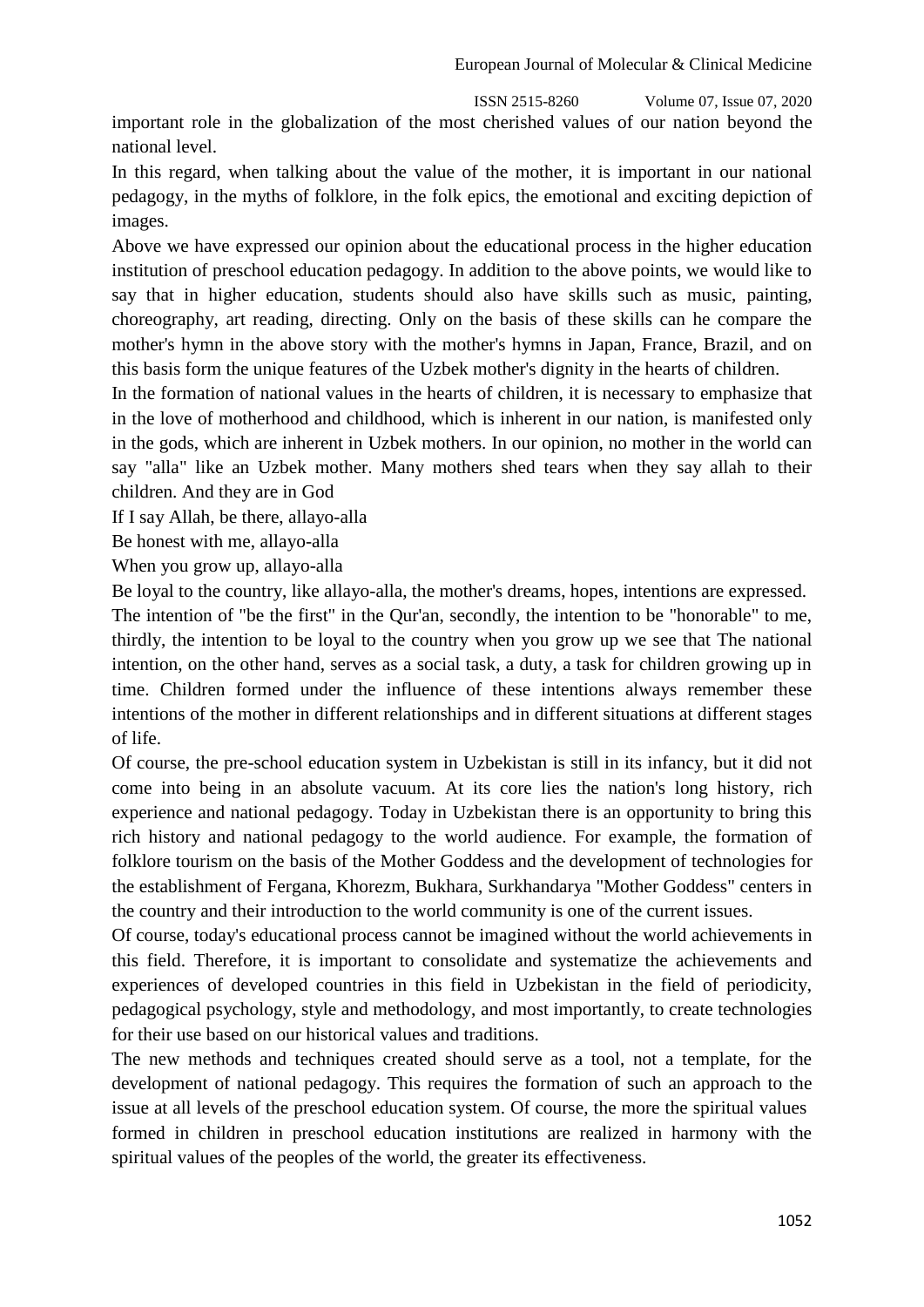important role in the globalization of the most cherished values of our nation beyond the national level.

In this regard, when talking about the value of the mother, it is important in our national pedagogy, in the myths of folklore, in the folk epics, the emotional and exciting depiction of images.

Above we have expressed our opinion about the educational process in the higher education institution of preschool education pedagogy. In addition to the above points, we would like to say that in higher education, students should also have skills such as music, painting, choreography, art reading, directing. Only on the basis of these skills can he compare the mother's hymn in the above story with the mother's hymns in Japan, France, Brazil, and on this basis form the unique features of the Uzbek mother's dignity in the hearts of children.

In the formation of national values in the hearts of children, it is necessary to emphasize that in the love of motherhood and childhood, which is inherent in our nation, is manifested only in the gods, which are inherent in Uzbek mothers. In our opinion, no mother in the world can say "alla" like an Uzbek mother. Many mothers shed tears when they say allah to their children. And they are in God

If I say Allah, be there, allayo-alla

Be honest with me, allayo-alla

When you grow up, allayo-alla

Be loyal to the country, like allayo-alla, the mother's dreams, hopes, intentions are expressed.

The intention of "be the first" in the Qur'an, secondly, the intention to be "honorable" to me, thirdly, the intention to be loyal to the country when you grow up we see that The national intention, on the other hand, serves as a social task, a duty, a task for children growing up in time. Children formed under the influence of these intentions always remember these intentions of the mother in different relationships and in different situations at different stages of life.

Of course, the pre-school education system in Uzbekistan is still in its infancy, but it did not come into being in an absolute vacuum. At its core lies the nation's long history, rich experience and national pedagogy. Today in Uzbekistan there is an opportunity to bring this rich history and national pedagogy to the world audience. For example, the formation of folklore tourism on the basis of the Mother Goddess and the development of technologies for the establishment of Fergana, Khorezm, Bukhara, Surkhandarya "Mother Goddess" centers in the country and their introduction to the world community is one of the current issues.

Of course, today's educational process cannot be imagined without the world achievements in this field. Therefore, it is important to consolidate and systematize the achievements and experiences of developed countries in this field in Uzbekistan in the field of periodicity, pedagogical psychology, style and methodology, and most importantly, to create technologies for their use based on our historical values and traditions.

The new methods and techniques created should serve as a tool, not a template, for the development of national pedagogy. This requires the formation of such an approach to the issue at all levels of the preschool education system. Of course, the more the spiritual values formed in children in preschool education institutions are realized in harmony with the spiritual values of the peoples of the world, the greater its effectiveness.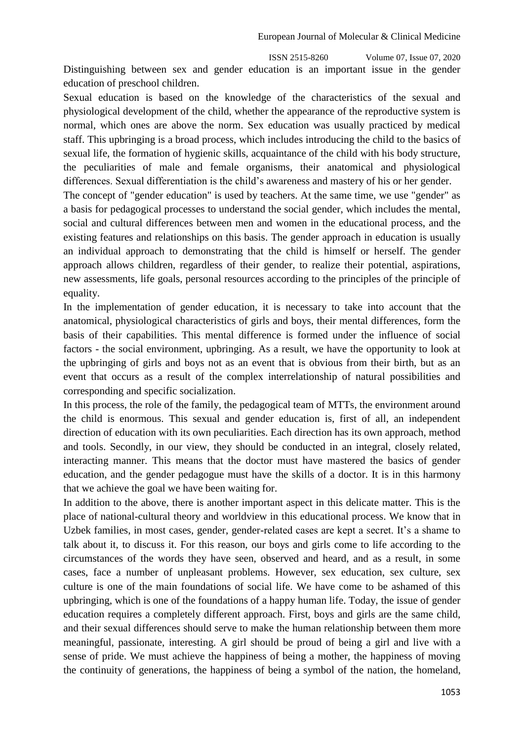Distinguishing between sex and gender education is an important issue in the gender education of preschool children.

Sexual education is based on the knowledge of the characteristics of the sexual and physiological development of the child, whether the appearance of the reproductive system is normal, which ones are above the norm. Sex education was usually practiced by medical staff. This upbringing is a broad process, which includes introducing the child to the basics of sexual life, the formation of hygienic skills, acquaintance of the child with his body structure, the peculiarities of male and female organisms, their anatomical and physiological differences. Sexual differentiation is the child's awareness and mastery of his or her gender.

The concept of "gender education" is used by teachers. At the same time, we use "gender" as a basis for pedagogical processes to understand the social gender, which includes the mental, social and cultural differences between men and women in the educational process, and the existing features and relationships on this basis. The gender approach in education is usually an individual approach to demonstrating that the child is himself or herself. The gender approach allows children, regardless of their gender, to realize their potential, aspirations, new assessments, life goals, personal resources according to the principles of the principle of equality.

In the implementation of gender education, it is necessary to take into account that the anatomical, physiological characteristics of girls and boys, their mental differences, form the basis of their capabilities. This mental difference is formed under the influence of social factors - the social environment, upbringing. As a result, we have the opportunity to look at the upbringing of girls and boys not as an event that is obvious from their birth, but as an event that occurs as a result of the complex interrelationship of natural possibilities and corresponding and specific socialization.

In this process, the role of the family, the pedagogical team of MTTs, the environment around the child is enormous. This sexual and gender education is, first of all, an independent direction of education with its own peculiarities. Each direction has its own approach, method and tools. Secondly, in our view, they should be conducted in an integral, closely related, interacting manner. This means that the doctor must have mastered the basics of gender education, and the gender pedagogue must have the skills of a doctor. It is in this harmony that we achieve the goal we have been waiting for.

In addition to the above, there is another important aspect in this delicate matter. This is the place of national-cultural theory and worldview in this educational process. We know that in Uzbek families, in most cases, gender, gender-related cases are kept a secret. It's a shame to talk about it, to discuss it. For this reason, our boys and girls come to life according to the circumstances of the words they have seen, observed and heard, and as a result, in some cases, face a number of unpleasant problems. However, sex education, sex culture, sex culture is one of the main foundations of social life. We have come to be ashamed of this upbringing, which is one of the foundations of a happy human life. Today, the issue of gender education requires a completely different approach. First, boys and girls are the same child, and their sexual differences should serve to make the human relationship between them more meaningful, passionate, interesting. A girl should be proud of being a girl and live with a sense of pride. We must achieve the happiness of being a mother, the happiness of moving the continuity of generations, the happiness of being a symbol of the nation, the homeland,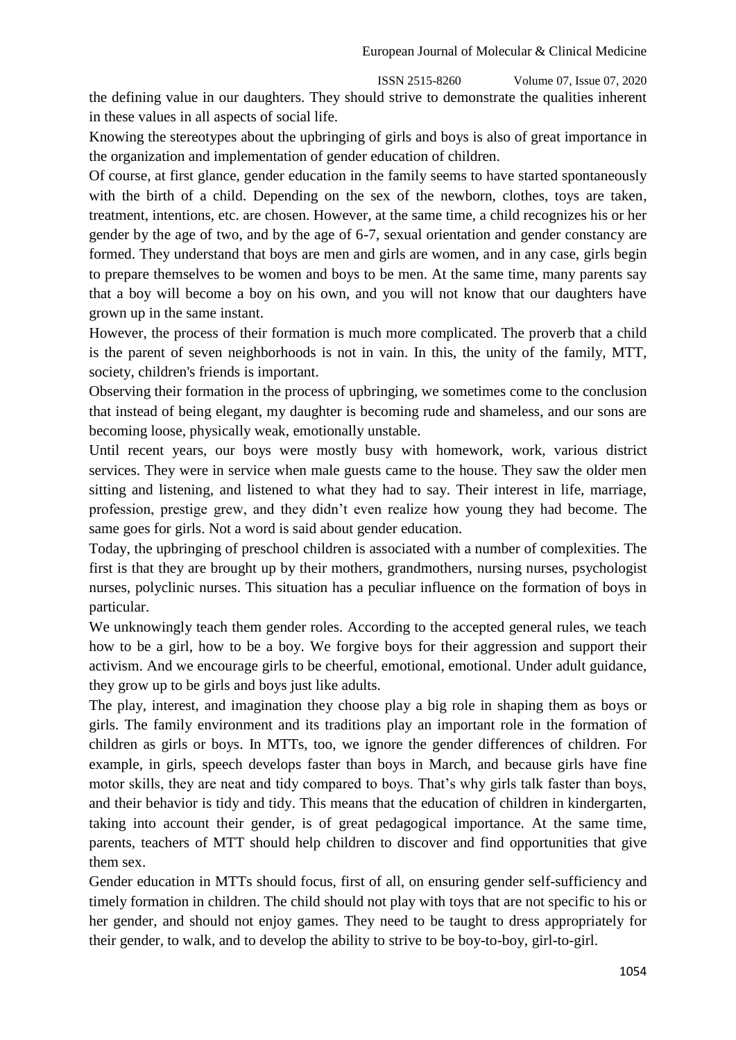the defining value in our daughters. They should strive to demonstrate the qualities inherent in these values in all aspects of social life.

Knowing the stereotypes about the upbringing of girls and boys is also of great importance in the organization and implementation of gender education of children.

Of course, at first glance, gender education in the family seems to have started spontaneously with the birth of a child. Depending on the sex of the newborn, clothes, toys are taken, treatment, intentions, etc. are chosen. However, at the same time, a child recognizes his or her gender by the age of two, and by the age of 6-7, sexual orientation and gender constancy are formed. They understand that boys are men and girls are women, and in any case, girls begin to prepare themselves to be women and boys to be men. At the same time, many parents say that a boy will become a boy on his own, and you will not know that our daughters have grown up in the same instant.

However, the process of their formation is much more complicated. The proverb that a child is the parent of seven neighborhoods is not in vain. In this, the unity of the family, MTT, society, children's friends is important.

Observing their formation in the process of upbringing, we sometimes come to the conclusion that instead of being elegant, my daughter is becoming rude and shameless, and our sons are becoming loose, physically weak, emotionally unstable.

Until recent years, our boys were mostly busy with homework, work, various district services. They were in service when male guests came to the house. They saw the older men sitting and listening, and listened to what they had to say. Their interest in life, marriage, profession, prestige grew, and they didn't even realize how young they had become. The same goes for girls. Not a word is said about gender education.

Today, the upbringing of preschool children is associated with a number of complexities. The first is that they are brought up by their mothers, grandmothers, nursing nurses, psychologist nurses, polyclinic nurses. This situation has a peculiar influence on the formation of boys in particular.

We unknowingly teach them gender roles. According to the accepted general rules, we teach how to be a girl, how to be a boy. We forgive boys for their aggression and support their activism. And we encourage girls to be cheerful, emotional, emotional. Under adult guidance, they grow up to be girls and boys just like adults.

The play, interest, and imagination they choose play a big role in shaping them as boys or girls. The family environment and its traditions play an important role in the formation of children as girls or boys. In MTTs, too, we ignore the gender differences of children. For example, in girls, speech develops faster than boys in March, and because girls have fine motor skills, they are neat and tidy compared to boys. That's why girls talk faster than boys, and their behavior is tidy and tidy. This means that the education of children in kindergarten, taking into account their gender, is of great pedagogical importance. At the same time, parents, teachers of MTT should help children to discover and find opportunities that give them sex.

Gender education in MTTs should focus, first of all, on ensuring gender self-sufficiency and timely formation in children. The child should not play with toys that are not specific to his or her gender, and should not enjoy games. They need to be taught to dress appropriately for their gender, to walk, and to develop the ability to strive to be boy-to-boy, girl-to-girl.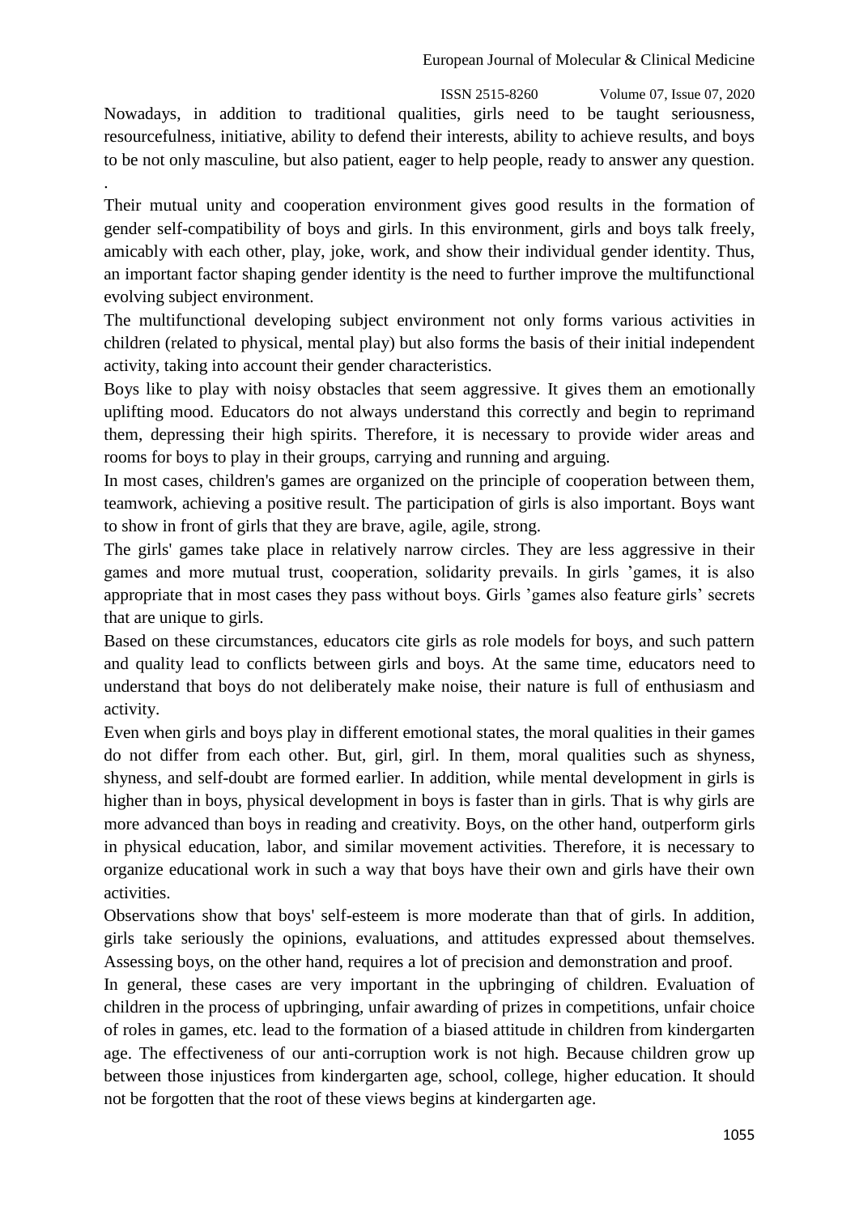Nowadays, in addition to traditional qualities, girls need to be taught seriousness, resourcefulness, initiative, ability to defend their interests, ability to achieve results, and boys to be not only masculine, but also patient, eager to help people, ready to answer any question.
.

Their mutual unity and cooperation environment gives good results in the formation of gender self-compatibility of boys and girls. In this environment, girls and boys talk freely, amicably with each other, play, joke, work, and show their individual gender identity. Thus, an important factor shaping gender identity is the need to further improve the multifunctional evolving subject environment.

The multifunctional developing subject environment not only forms various activities in children (related to physical, mental play) but also forms the basis of their initial independent activity, taking into account their gender characteristics.

Boys like to play with noisy obstacles that seem aggressive. It gives them an emotionally uplifting mood. Educators do not always understand this correctly and begin to reprimand them, depressing their high spirits. Therefore, it is necessary to provide wider areas and rooms for boys to play in their groups, carrying and running and arguing.

In most cases, children's games are organized on the principle of cooperation between them, teamwork, achieving a positive result. The participation of girls is also important. Boys want to show in front of girls that they are brave, agile, agile, strong.

The girls' games take place in relatively narrow circles. They are less aggressive in their games and more mutual trust, cooperation, solidarity prevails. In girls 'games, it is also appropriate that in most cases they pass without boys. Girls 'games also feature girls' secrets that are unique to girls.

Based on these circumstances, educators cite girls as role models for boys, and such pattern and quality lead to conflicts between girls and boys. At the same time, educators need to understand that boys do not deliberately make noise, their nature is full of enthusiasm and activity.

Even when girls and boys play in different emotional states, the moral qualities in their games do not differ from each other. But, girl, girl. In them, moral qualities such as shyness, shyness, and self-doubt are formed earlier. In addition, while mental development in girls is higher than in boys, physical development in boys is faster than in girls. That is why girls are more advanced than boys in reading and creativity. Boys, on the other hand, outperform girls in physical education, labor, and similar movement activities. Therefore, it is necessary to organize educational work in such a way that boys have their own and girls have their own activities.

Observations show that boys' self-esteem is more moderate than that of girls. In addition, girls take seriously the opinions, evaluations, and attitudes expressed about themselves. Assessing boys, on the other hand, requires a lot of precision and demonstration and proof.

In general, these cases are very important in the upbringing of children. Evaluation of children in the process of upbringing, unfair awarding of prizes in competitions, unfair choice of roles in games, etc. lead to the formation of a biased attitude in children from kindergarten age. The effectiveness of our anti-corruption work is not high. Because children grow up between those injustices from kindergarten age, school, college, higher education. It should not be forgotten that the root of these views begins at kindergarten age.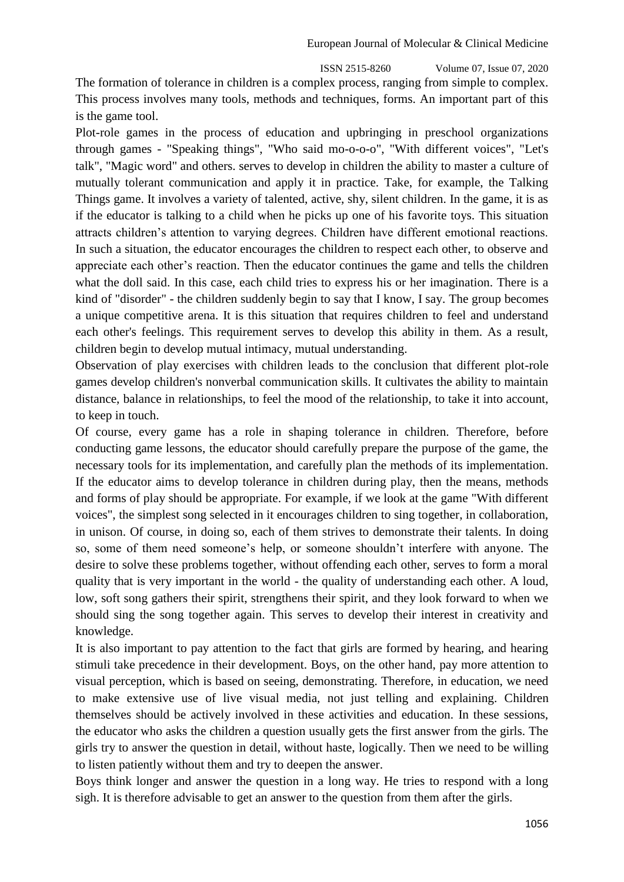The formation of tolerance in children is a complex process, ranging from simple to complex. This process involves many tools, methods and techniques, forms. An important part of this is the game tool.

Plot-role games in the process of education and upbringing in preschool organizations through games - "Speaking things", "Who said mo-o-o-o", "With different voices", "Let's talk", "Magic word" and others. serves to develop in children the ability to master a culture of mutually tolerant communication and apply it in practice. Take, for example, the Talking Things game. It involves a variety of talented, active, shy, silent children. In the game, it is as if the educator is talking to a child when he picks up one of his favorite toys. This situation attracts children's attention to varying degrees. Children have different emotional reactions. In such a situation, the educator encourages the children to respect each other, to observe and appreciate each other's reaction. Then the educator continues the game and tells the children what the doll said. In this case, each child tries to express his or her imagination. There is a kind of "disorder" - the children suddenly begin to say that I know, I say. The group becomes a unique competitive arena. It is this situation that requires children to feel and understand each other's feelings. This requirement serves to develop this ability in them. As a result, children begin to develop mutual intimacy, mutual understanding.

Observation of play exercises with children leads to the conclusion that different plot-role games develop children's nonverbal communication skills. It cultivates the ability to maintain distance, balance in relationships, to feel the mood of the relationship, to take it into account, to keep in touch.

Of course, every game has a role in shaping tolerance in children. Therefore, before conducting game lessons, the educator should carefully prepare the purpose of the game, the necessary tools for its implementation, and carefully plan the methods of its implementation. If the educator aims to develop tolerance in children during play, then the means, methods and forms of play should be appropriate. For example, if we look at the game "With different voices", the simplest song selected in it encourages children to sing together, in collaboration, in unison. Of course, in doing so, each of them strives to demonstrate their talents. In doing so, some of them need someone's help, or someone shouldn't interfere with anyone. The desire to solve these problems together, without offending each other, serves to form a moral quality that is very important in the world - the quality of understanding each other. A loud, low, soft song gathers their spirit, strengthens their spirit, and they look forward to when we should sing the song together again. This serves to develop their interest in creativity and knowledge.

It is also important to pay attention to the fact that girls are formed by hearing, and hearing stimuli take precedence in their development. Boys, on the other hand, pay more attention to visual perception, which is based on seeing, demonstrating. Therefore, in education, we need to make extensive use of live visual media, not just telling and explaining. Children themselves should be actively involved in these activities and education. In these sessions, the educator who asks the children a question usually gets the first answer from the girls. The girls try to answer the question in detail, without haste, logically. Then we need to be willing to listen patiently without them and try to deepen the answer.

Boys think longer and answer the question in a long way. He tries to respond with a long sigh. It is therefore advisable to get an answer to the question from them after the girls.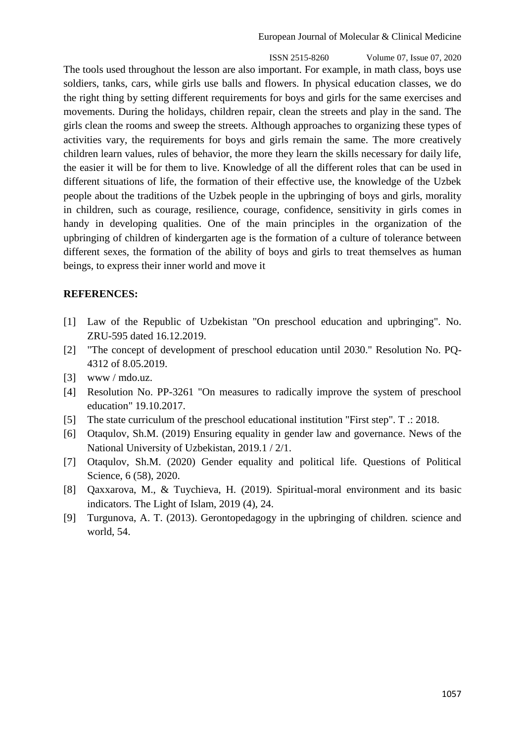The tools used throughout the lesson are also important. For example, in math class, boys use soldiers, tanks, cars, while girls use balls and flowers. In physical education classes, we do the right thing by setting different requirements for boys and girls for the same exercises and movements. During the holidays, children repair, clean the streets and play in the sand. The girls clean the rooms and sweep the streets. Although approaches to organizing these types of activities vary, the requirements for boys and girls remain the same. The more creatively children learn values, rules of behavior, the more they learn the skills necessary for daily life, the easier it will be for them to live. Knowledge of all the different roles that can be used in different situations of life, the formation of their effective use, the knowledge of the Uzbek people about the traditions of the Uzbek people in the upbringing of boys and girls, morality in children, such as courage, resilience, courage, confidence, sensitivity in girls comes in handy in developing qualities. One of the main principles in the organization of the upbringing of children of kindergarten age is the formation of a culture of tolerance between different sexes, the formation of the ability of boys and girls to treat themselves as human beings, to express their inner world and move it

## REFERENCES:

[1] Law of the Republic of Uzbekistan "On preschool education and upbringing". No. ZRU-595 dated 16.12.2019.

[2] "The concept of development of preschool education until 2030." Resolution No. PQ-4312 of 8.05.2019.

[3] www / mdo.uz.

[4] Resolution No. PP-3261 "On measures to radically improve the system of preschool education" 19.10.2017.

[5] The state curriculum of the preschool educational institution "First step". T .: 2018.

[6] Otaqulov, Sh.M. (2019) Ensuring equality in gender law and governance. News of the National University of Uzbekistan, 2019.1 / 2/1.

[7] Otaqulov, Sh.M. (2020) Gender equality and political life. Questions of Political Science, 6 (58), 2020.

[8] Qaxxarova, M., & Tuychieva, H. (2019). Spiritual-moral environment and its basic indicators. The Light of Islam, 2019 (4), 24.

[9] Turgunova, A. T. (2013). Gerontopedagogy in the upbringing of children. science and world, 54.